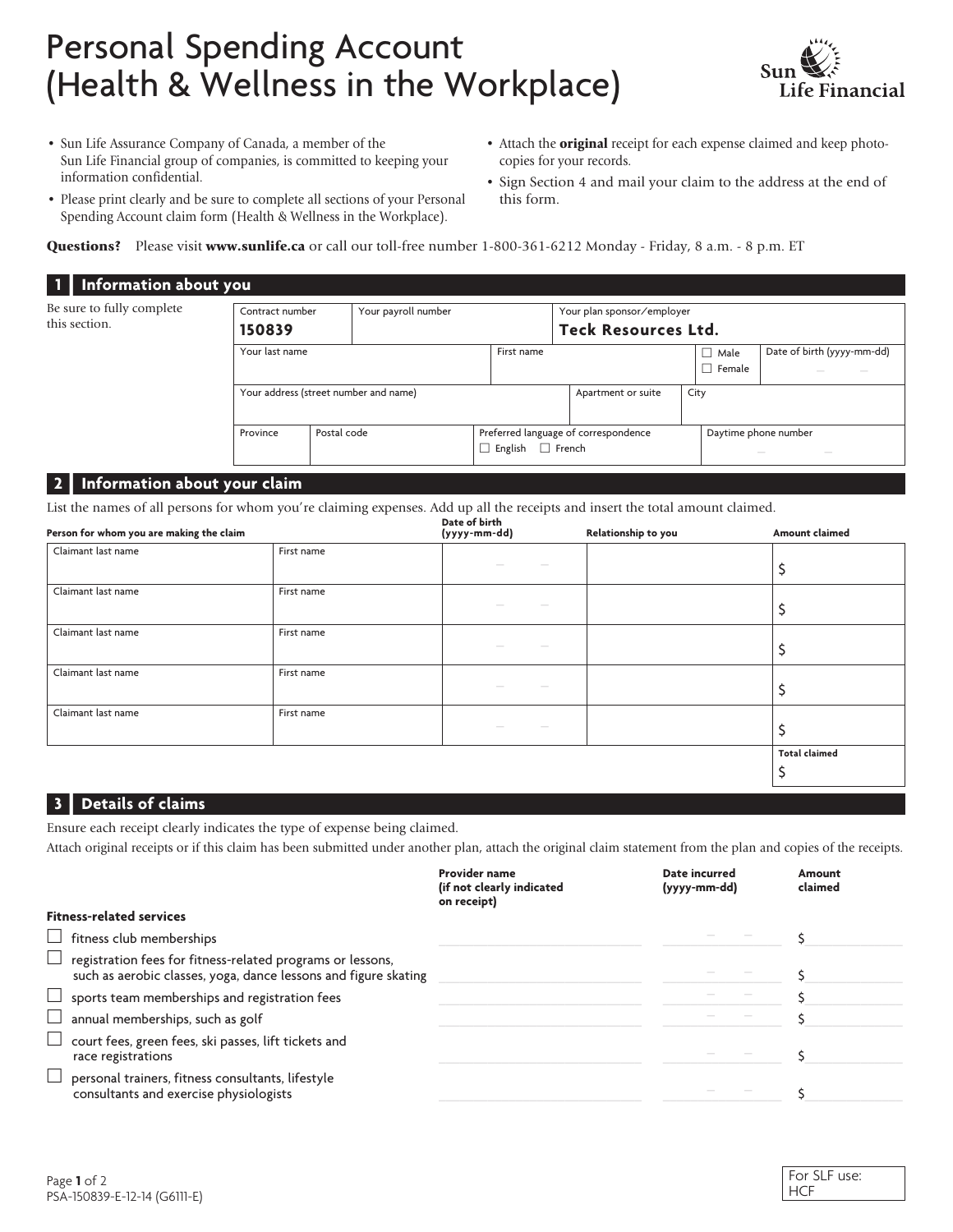# Personal Spending Account (Health & Wellness in the Workplace)

Sun Life Financial

- Sun Life Assurance Company of Canada, a member of the Sun Life Financial group of companies, is committed to keeping your information confidential.
- Please print clearly and be sure to complete all sections of your Personal Spending Account claim form (Health & Wellness in the Workplace).
- Attach the **original** receipt for each expense claimed and keep photocopies for your records.
- Sign Section 4 and mail your claim to the address at the end of this form.

**Questions?** Please visit **www.sunlife.ca** or call our toll-free number 1-800-361-6212 Monday - Friday, 8 a.m. - 8 p.m. ET

## 1 Information about you

Be sure to fully complete this section.

| Contract number | Your payroll number | Your plan sponsor/employer |
|---|---|---|
| **150839** | | **Teck Resources Ltd.** |

| Your last name | First name | ☐ Male ☐ Female | Date of birth (yyyy-mm-dd) |
|---|---|---|---|
| | | | |

| Your address (street number and name) | Apartment or suite | City |
|---|---|---|
| | | |

| Province | Postal code | Preferred language of correspondence | Daytime phone number |
|---|---|---|---|
| | | ☐ English ☐ French | |

## 2 Information about your claim

List the names of all persons for whom you're claiming expenses. Add up all the receipts and insert the total amount claimed.

| Person for whom you are making the claim – Claimant last name | First name | Date of birth (yyyy-mm-dd) | Relationship to you | Amount claimed |
|---|---|---|---|---|
| | | | | $ |
| | | | | $ |
| | | | | $ |
| | | | | $ |
| | | | | $ |
| | | | **Total claimed** | $ |

## 3 Details of claims

Ensure each receipt clearly indicates the type of expense being claimed.

Attach original receipts or if this claim has been submitted under another plan, attach the original claim statement from the plan and copies of the receipts.

| **Fitness-related services** | Provider name (if not clearly indicated on receipt) | Date incurred (yyyy-mm-dd) | Amount claimed |
|---|---|---|---|
| ☐ fitness club memberships | | | $ |
| ☐ registration fees for fitness-related programs or lessons, such as aerobic classes, yoga, dance lessons and figure skating | | | $ |
| ☐ sports team memberships and registration fees | | | $ |
| ☐ annual memberships, such as golf | | | $ |
| ☐ court fees, green fees, ski passes, lift tickets and race registrations | | | $ |
| ☐ personal trainers, fitness consultants, lifestyle consultants and exercise physiologists | | | $ |

PSA-150839-E-12-14 (G6111-E)

For SLF use: HCF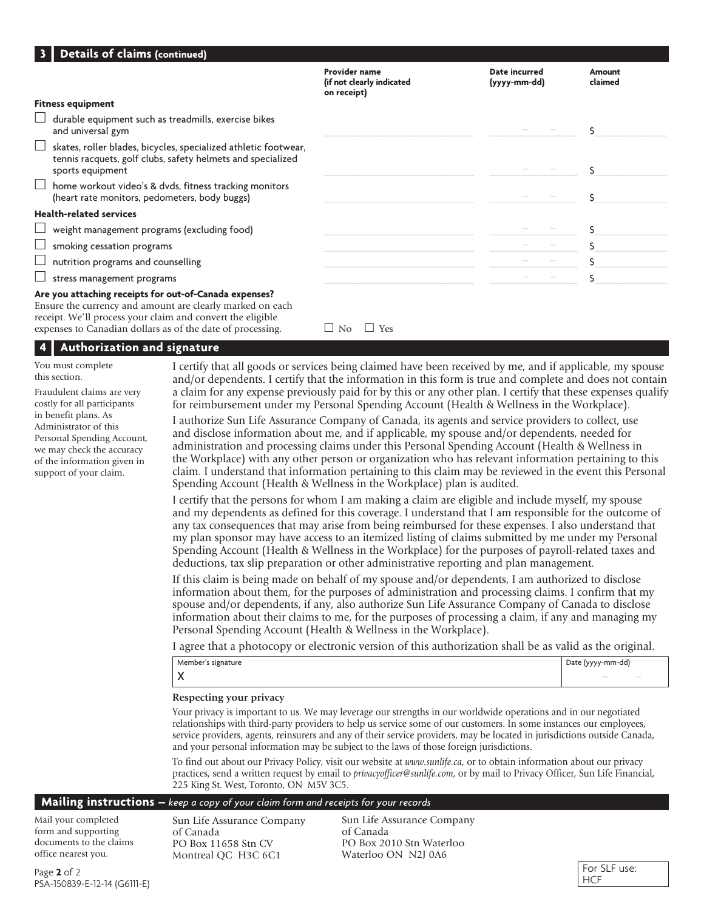## 3 Details of claims (continued)

| | Provider name (if not clearly indicated on receipt) | Date incurred (yyyy-mm-dd) | Amount claimed |
|---|---|---|---|
| **Fitness equipment** | | | |
| ☐ durable equipment such as treadmills, exercise bikes and universal gym | | – – | $ |
| ☐ skates, roller blades, bicycles, specialized athletic footwear, tennis racquets, golf clubs, safety helmets and specialized sports equipment | | – – | $ |
| ☐ home workout video's & dvds, fitness tracking monitors (heart rate monitors, pedometers, body buggs) | | – – | $ |
| **Health-related services** | | | |
| ☐ weight management programs (excluding food) | | – – | $ |
| ☐ smoking cessation programs | | – – | $ |
| ☐ nutrition programs and counselling | | – – | $ |
| ☐ stress management programs | | – – | $ |

**Are you attaching receipts for out-of-Canada expenses?**
Ensure the currency and amount are clearly marked on each receipt. We'll process your claim and convert the eligible expenses to Canadian dollars as of the date of processing. ☐ No ☐ Yes

## 4 Authorization and signature

You must complete this section.

Fraudulent claims are very costly for all participants in benefit plans. As Administrator of this Personal Spending Account, we may check the accuracy of the information given in support of your claim.

I certify that all goods or services being claimed have been received by me, and if applicable, my spouse and/or dependents. I certify that the information in this form is true and complete and does not contain a claim for any expense previously paid for by this or any other plan. I certify that these expenses qualify for reimbursement under my Personal Spending Account (Health & Wellness in the Workplace).

I authorize Sun Life Assurance Company of Canada, its agents and service providers to collect, use and disclose information about me, and if applicable, my spouse and/or dependents, needed for administration and processing claims under this Personal Spending Account (Health & Wellness in the Workplace) with any other person or organization who has relevant information pertaining to this claim. I understand that information pertaining to this claim may be reviewed in the event this Personal Spending Account (Health & Wellness in the Workplace) plan is audited.

I certify that the persons for whom I am making a claim are eligible and include myself, my spouse and my dependents as defined for this coverage. I understand that I am responsible for the outcome of any tax consequences that may arise from being reimbursed for these expenses. I also understand that my plan sponsor may have access to an itemized listing of claims submitted by me under my Personal Spending Account (Health & Wellness in the Workplace) for the purposes of payroll-related taxes and deductions, tax slip preparation or other administrative reporting and plan management.

If this claim is being made on behalf of my spouse and/or dependents, I am authorized to disclose information about them, for the purposes of administration and processing claims. I confirm that my spouse and/or dependents, if any, also authorize Sun Life Assurance Company of Canada to disclose information about their claims to me, for the purposes of processing a claim, if any and managing my Personal Spending Account (Health & Wellness in the Workplace).

I agree that a photocopy or electronic version of this authorization shall be as valid as the original.

| Member's signature | Date (yyyy-mm-dd) |
|---|---|
| X | – – |

**Respecting your privacy**

Your privacy is important to us. We may leverage our strengths in our worldwide operations and in our negotiated relationships with third-party providers to help us service some of our customers. In some instances our employees, service providers, agents, reinsurers and any of their service providers, may be located in jurisdictions outside Canada, and your personal information may be subject to the laws of those foreign jurisdictions.

To find out about our Privacy Policy, visit our website at *www.sunlife.ca*, or to obtain information about our privacy practices, send a written request by email to *privacyofficer@sunlife.com*, or by mail to Privacy Officer, Sun Life Financial, 225 King St. West, Toronto, ON M5V 3C5.

## Mailing instructions – *keep a copy of your claim form and receipts for your records*

Mail your completed form and supporting documents to the claims office nearest you.

Sun Life Assurance Company of Canada
PO Box 11658 Stn CV
Montreal QC H3C 6C1

Sun Life Assurance Company of Canada
PO Box 2010 Stn Waterloo
Waterloo ON N2J 0A6

PSA-150839-E-12-14 (G6111-E)

For SLF use: HCF